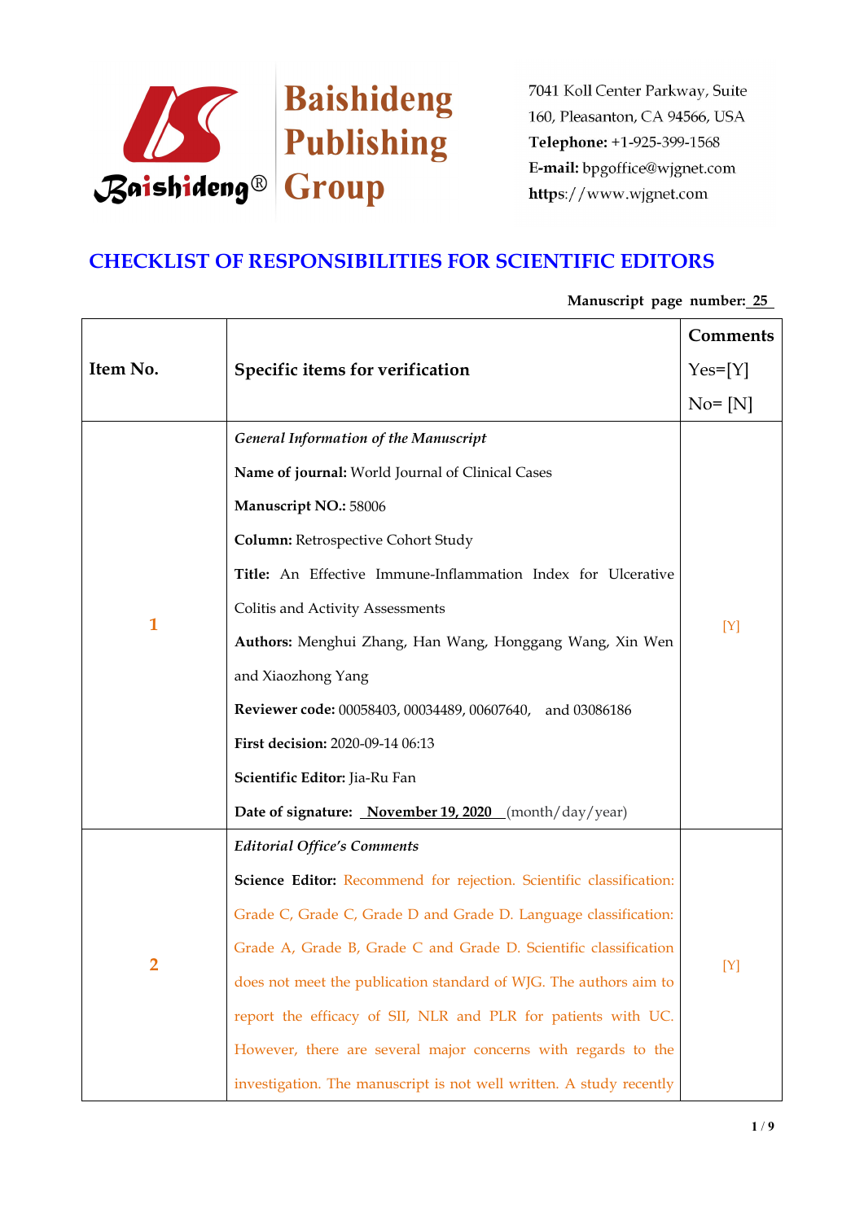Baishideng Publishing Group

7041 Koll Center Parkway, Suite 160, Pleasanton, CA 94566, USA
**Telephone:** +1-925-399-1568
**E-mail:** bpgoffice@wjgnet.com
**https**://www.wjgnet.com

# CHECKLIST OF RESPONSIBILITIES FOR SCIENTIFIC EDITORS

**Manuscript page number:** 25

| Item No. | Specific items for verification | Comments Yes=[Y] No= [N] |
|---|---|---|
| 1 | *General Information of the Manuscript*<br>**Name of journal:** World Journal of Clinical Cases<br>**Manuscript NO.:** 58006<br>**Column:** Retrospective Cohort Study<br>**Title:** An Effective Immune-Inflammation Index for Ulcerative Colitis and Activity Assessments<br>**Authors:** Menghui Zhang, Han Wang, Honggang Wang, Xin Wen and Xiaozhong Yang<br>**Reviewer code:** 00058403, 00034489, 00607640, and 03086186<br>**First decision:** 2020-09-14 06:13<br>**Scientific Editor:** Jia-Ru Fan<br>**Date of signature:** November 19, 2020 (month/day/year) | [Y] |
| 2 | *Editorial Office's Comments*<br>**Science Editor:** Recommend for rejection. Scientific classification: Grade C, Grade C, Grade D and Grade D. Language classification: Grade A, Grade B, Grade C and Grade D. Scientific classification does not meet the publication standard of WJG. The authors aim to report the efficacy of SII, NLR and PLR for patients with UC. However, there are several major concerns with regards to the investigation. The manuscript is not well written. A study recently | [Y] |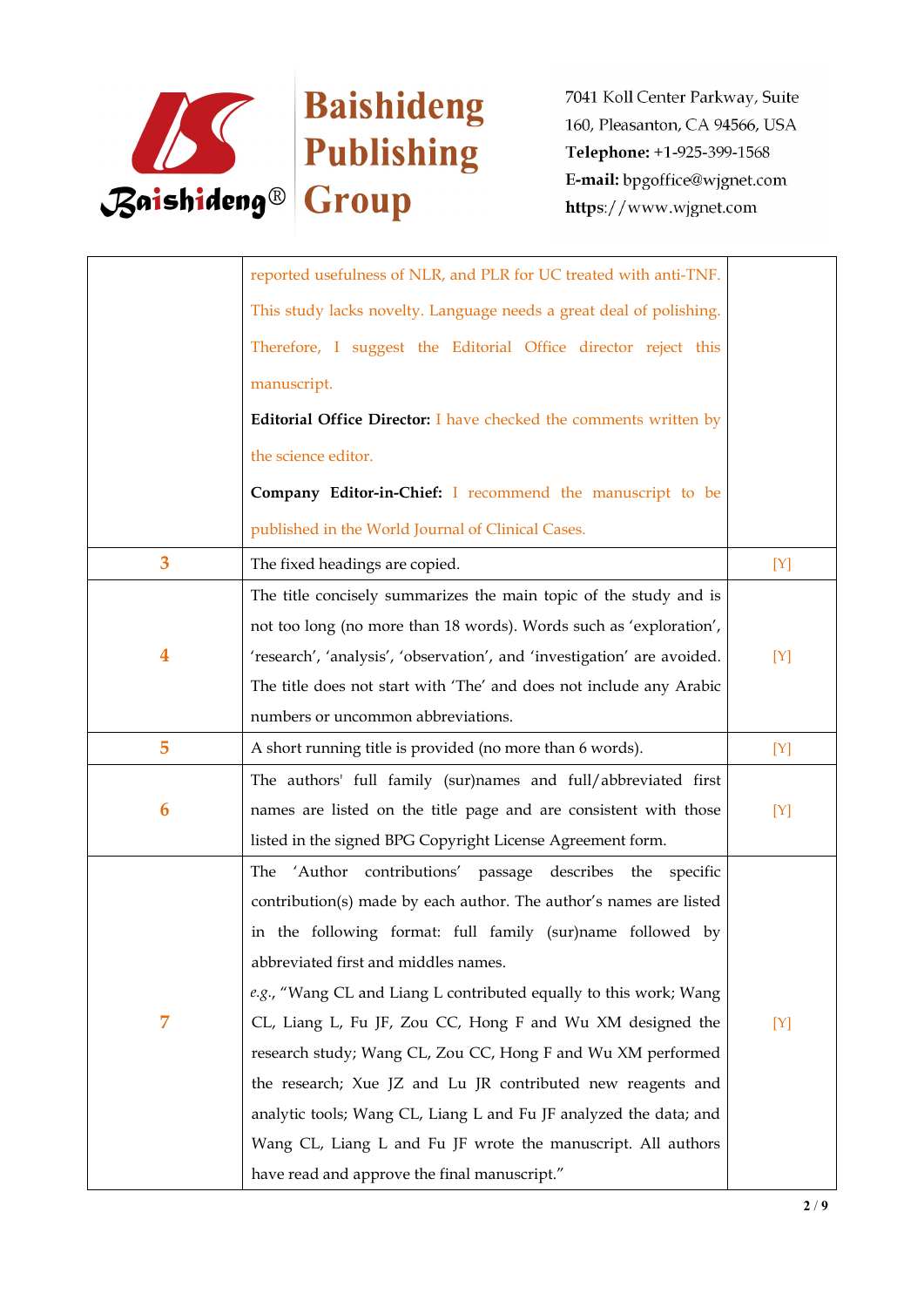| | | |
|---|---|---|
| | reported usefulness of NLR, and PLR for UC treated with anti-TNF. This study lacks novelty. Language needs a great deal of polishing. Therefore, I suggest the Editorial Office director reject this manuscript.<br>**Editorial Office Director:** I have checked the comments written by the science editor.<br>**Company Editor-in-Chief:** I recommend the manuscript to be published in the World Journal of Clinical Cases. | |
| 3 | The fixed headings are copied. | [Y] |
| 4 | The title concisely summarizes the main topic of the study and is not too long (no more than 18 words). Words such as 'exploration', 'research', 'analysis', 'observation', and 'investigation' are avoided. The title does not start with 'The' and does not include any Arabic numbers or uncommon abbreviations. | [Y] |
| 5 | A short running title is provided (no more than 6 words). | [Y] |
| 6 | The authors' full family (sur)names and full/abbreviated first names are listed on the title page and are consistent with those listed in the signed BPG Copyright License Agreement form. | [Y] |
| 7 | The 'Author contributions' passage describes the specific contribution(s) made by each author. The author's names are listed in the following format: full family (sur)name followed by abbreviated first and middles names.<br>*e.g.*, "Wang CL and Liang L contributed equally to this work; Wang CL, Liang L, Fu JF, Zou CC, Hong F and Wu XM designed the research study; Wang CL, Zou CC, Hong F and Wu XM performed the research; Xue JZ and Lu JR contributed new reagents and analytic tools; Wang CL, Liang L and Fu JF analyzed the data; and Wang CL, Liang L and Fu JF wrote the manuscript. All authors have read and approve the final manuscript." | [Y] |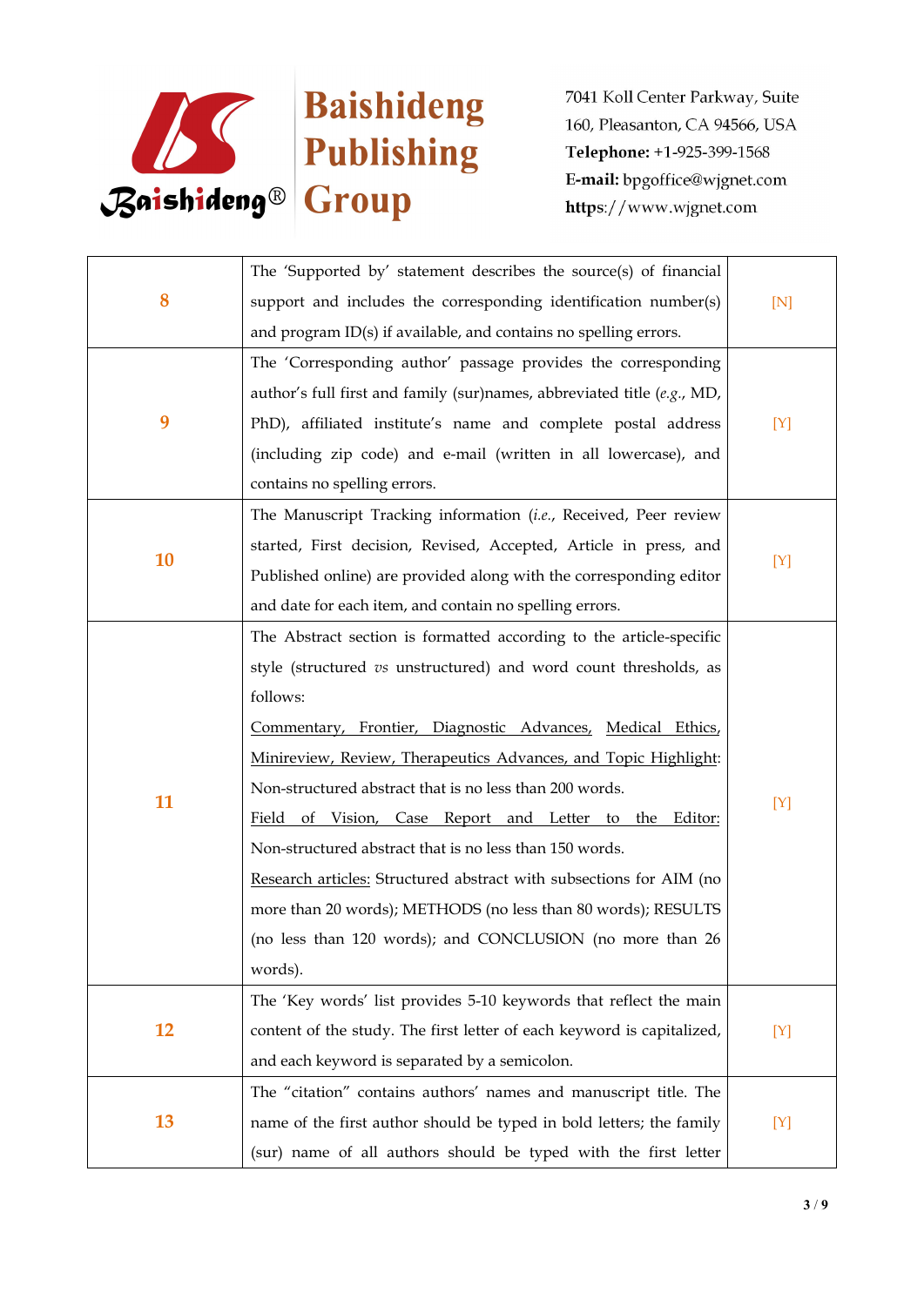| | | |
|---|---|---|
| **8** | The 'Supported by' statement describes the source(s) of financial support and includes the corresponding identification number(s) and program ID(s) if available, and contains no spelling errors. | [N] |
| **9** | The 'Corresponding author' passage provides the corresponding author's full first and family (sur)names, abbreviated title (*e.g.*, MD, PhD), affiliated institute's name and complete postal address (including zip code) and e-mail (written in all lowercase), and contains no spelling errors. | [Y] |
| **10** | The Manuscript Tracking information (*i.e.*, Received, Peer review started, First decision, Revised, Accepted, Article in press, and Published online) are provided along with the corresponding editor and date for each item, and contain no spelling errors. | [Y] |
| **11** | The Abstract section is formatted according to the article-specific style (structured *vs* unstructured) and word count thresholds, as follows: <br> <u>Commentary, Frontier, Diagnostic Advances, Medical Ethics, Minireview, Review, Therapeutics Advances, and Topic Highlight</u>: Non-structured abstract that is no less than 200 words. <br> <u>Field of Vision, Case Report and Letter to the Editor:</u> Non-structured abstract that is no less than 150 words. <br> <u>Research articles:</u> Structured abstract with subsections for AIM (no more than 20 words); METHODS (no less than 80 words); RESULTS (no less than 120 words); and CONCLUSION (no more than 26 words). | [Y] |
| **12** | The 'Key words' list provides 5-10 keywords that reflect the main content of the study. The first letter of each keyword is capitalized, and each keyword is separated by a semicolon. | [Y] |
| **13** | The "citation" contains authors' names and manuscript title. The name of the first author should be typed in bold letters; the family (sur) name of all authors should be typed with the first letter | [Y] |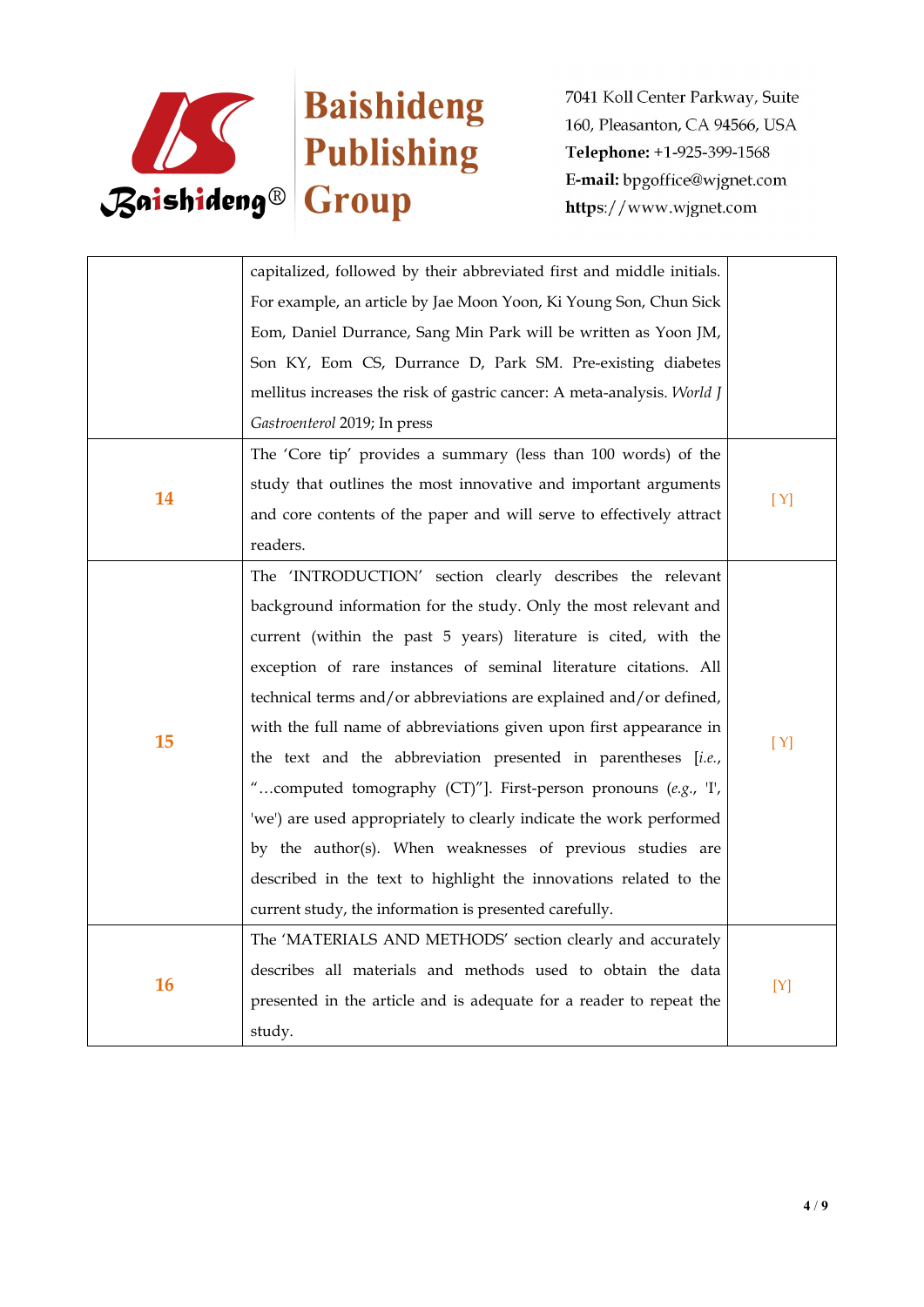| | | |
|---|---|---|
| | capitalized, followed by their abbreviated first and middle initials. For example, an article by Jae Moon Yoon, Ki Young Son, Chun Sick Eom, Daniel Durrance, Sang Min Park will be written as Yoon JM, Son KY, Eom CS, Durrance D, Park SM. Pre-existing diabetes mellitus increases the risk of gastric cancer: A meta-analysis. *World J Gastroenterol* 2019; In press | |
| **14** | The 'Core tip' provides a summary (less than 100 words) of the study that outlines the most innovative and important arguments and core contents of the paper and will serve to effectively attract readers. | [ Y] |
| **15** | The 'INTRODUCTION' section clearly describes the relevant background information for the study. Only the most relevant and current (within the past 5 years) literature is cited, with the exception of rare instances of seminal literature citations. All technical terms and/or abbreviations are explained and/or defined, with the full name of abbreviations given upon first appearance in the text and the abbreviation presented in parentheses [*i.e.*, "…computed tomography (CT)"]. First-person pronouns (*e.g.*, 'I', 'we') are used appropriately to clearly indicate the work performed by the author(s). When weaknesses of previous studies are described in the text to highlight the innovations related to the current study, the information is presented carefully. | [ Y] |
| **16** | The 'MATERIALS AND METHODS' section clearly and accurately describes all materials and methods used to obtain the data presented in the article and is adequate for a reader to repeat the study. | [Y] |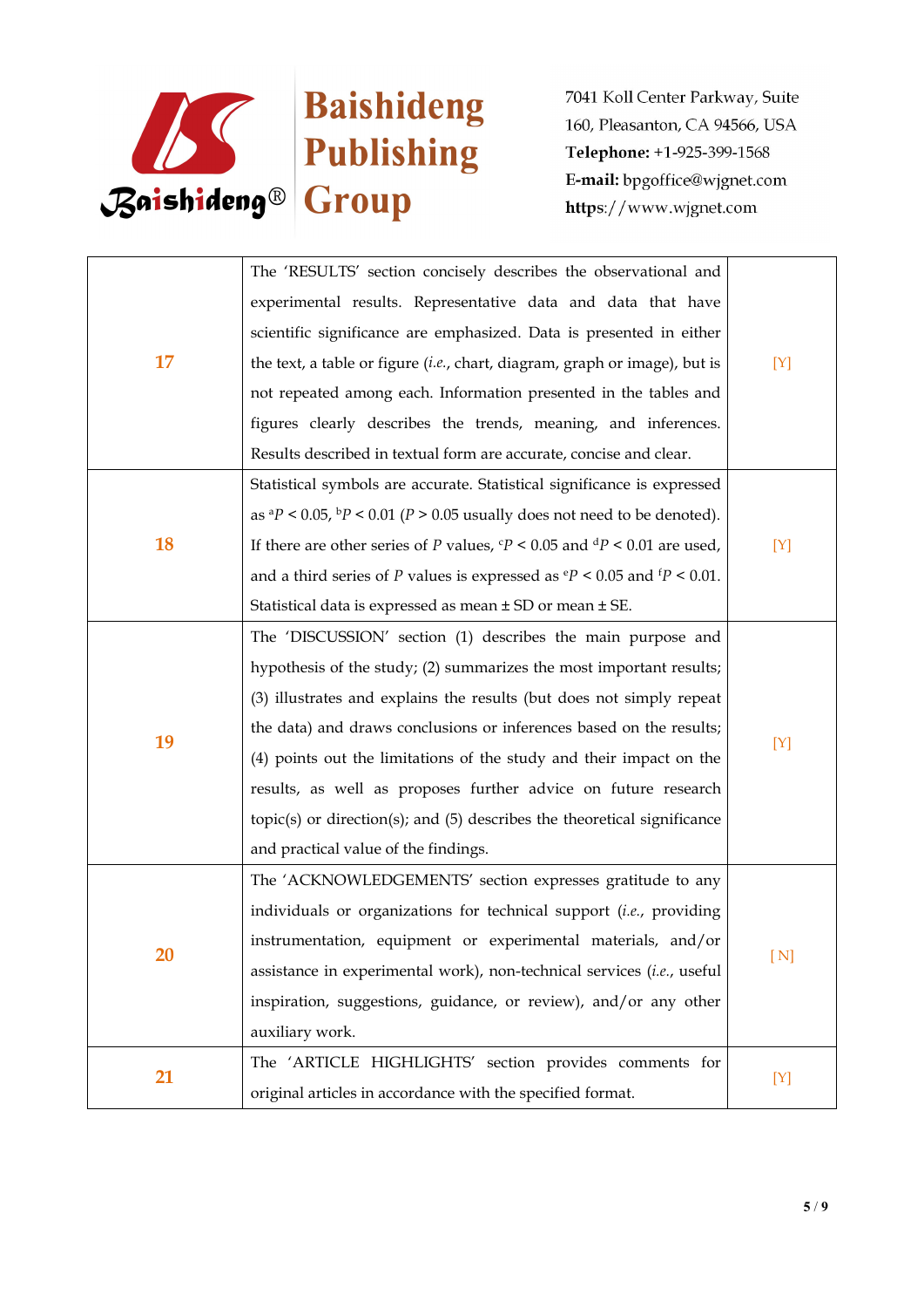| | | |
|---|---|---|
| 17 | The 'RESULTS' section concisely describes the observational and experimental results. Representative data and data that have scientific significance are emphasized. Data is presented in either the text, a table or figure (*i.e.*, chart, diagram, graph or image), but is not repeated among each. Information presented in the tables and figures clearly describes the trends, meaning, and inferences. Results described in textual form are accurate, concise and clear. | [Y] |
| 18 | Statistical symbols are accurate. Statistical significance is expressed as $^{a}P < 0.05$, $^{b}P < 0.01$ ($P > 0.05$ usually does not need to be denoted). If there are other series of $P$ values, $^{c}P < 0.05$ and $^{d}P < 0.01$ are used, and a third series of $P$ values is expressed as $^{e}P < 0.05$ and $^{f}P < 0.01$. Statistical data is expressed as mean ± SD or mean ± SE. | [Y] |
| 19 | The 'DISCUSSION' section (1) describes the main purpose and hypothesis of the study; (2) summarizes the most important results; (3) illustrates and explains the results (but does not simply repeat the data) and draws conclusions or inferences based on the results; (4) points out the limitations of the study and their impact on the results, as well as proposes further advice on future research topic(s) or direction(s); and (5) describes the theoretical significance and practical value of the findings. | [Y] |
| 20 | The 'ACKNOWLEDGEMENTS' section expresses gratitude to any individuals or organizations for technical support (*i.e.*, providing instrumentation, equipment or experimental materials, and/or assistance in experimental work), non-technical services (*i.e.*, useful inspiration, suggestions, guidance, or review), and/or any other auxiliary work. | [ N] |
| 21 | The 'ARTICLE HIGHLIGHTS' section provides comments for original articles in accordance with the specified format. | [Y] |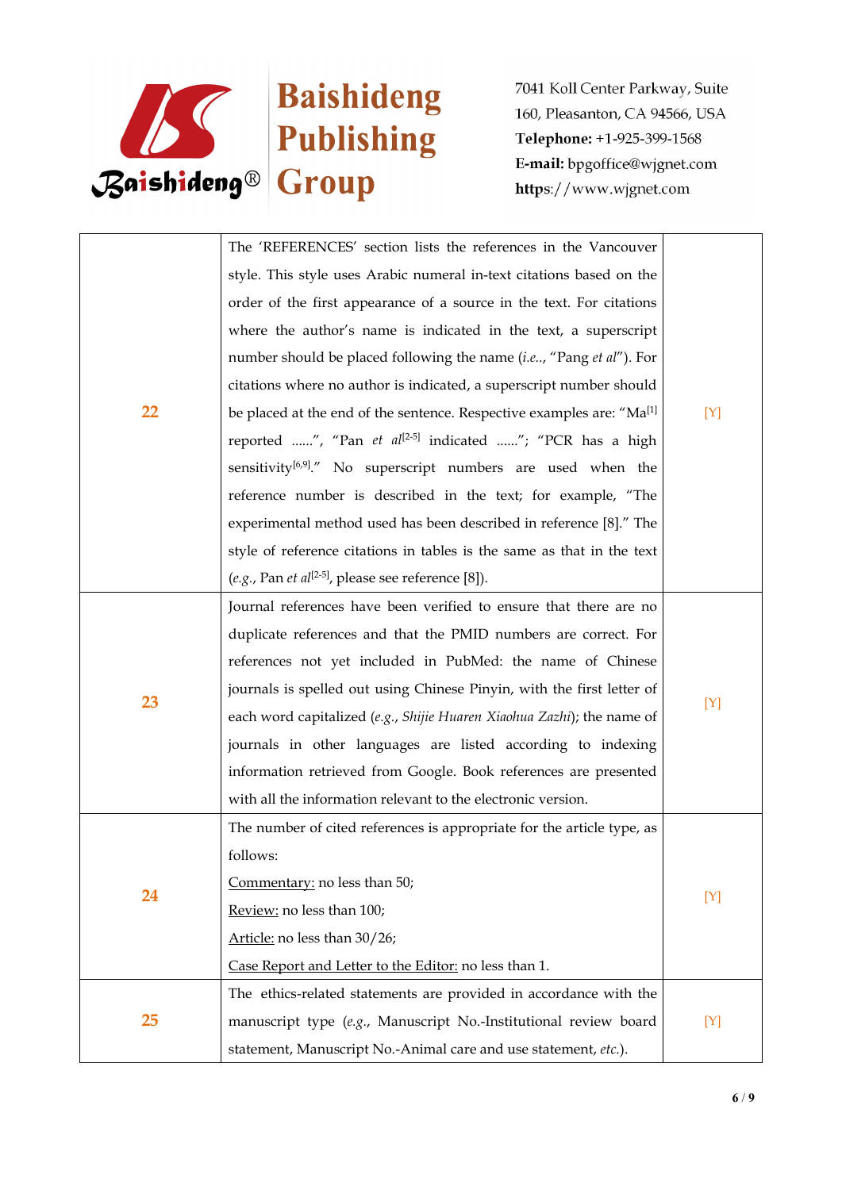| | | |
|---|---|---|
| 22 | The 'REFERENCES' section lists the references in the Vancouver style. This style uses Arabic numeral in-text citations based on the order of the first appearance of a source in the text. For citations where the author's name is indicated in the text, a superscript number should be placed following the name (*i.e.*, "Pang *et al*"). For citations where no author is indicated, a superscript number should be placed at the end of the sentence. Respective examples are: "Ma[1] reported ......", "Pan *et al*[2-5] indicated ......"; "PCR has a high sensitivity[6,9]." No superscript numbers are used when the reference number is described in the text; for example, "The experimental method used has been described in reference [8]." The style of reference citations in tables is the same as that in the text (*e.g.*, Pan *et al*[2-5], please see reference [8]). | [Y] |
| 23 | Journal references have been verified to ensure that there are no duplicate references and that the PMID numbers are correct. For references not yet included in PubMed: the name of Chinese journals is spelled out using Chinese Pinyin, with the first letter of each word capitalized (*e.g.*, *Shijie Huaren Xiaohua Zazhi*); the name of journals in other languages are listed according to indexing information retrieved from Google. Book references are presented with all the information relevant to the electronic version. | [Y] |
| 24 | The number of cited references is appropriate for the article type, as follows:<br>Commentary: no less than 50;<br>Review: no less than 100;<br>Article: no less than 30/26;<br>Case Report and Letter to the Editor: no less than 1. | [Y] |
| 25 | The ethics-related statements are provided in accordance with the manuscript type (*e.g.*, Manuscript No.-Institutional review board statement, Manuscript No.-Animal care and use statement, *etc.*). | [Y] |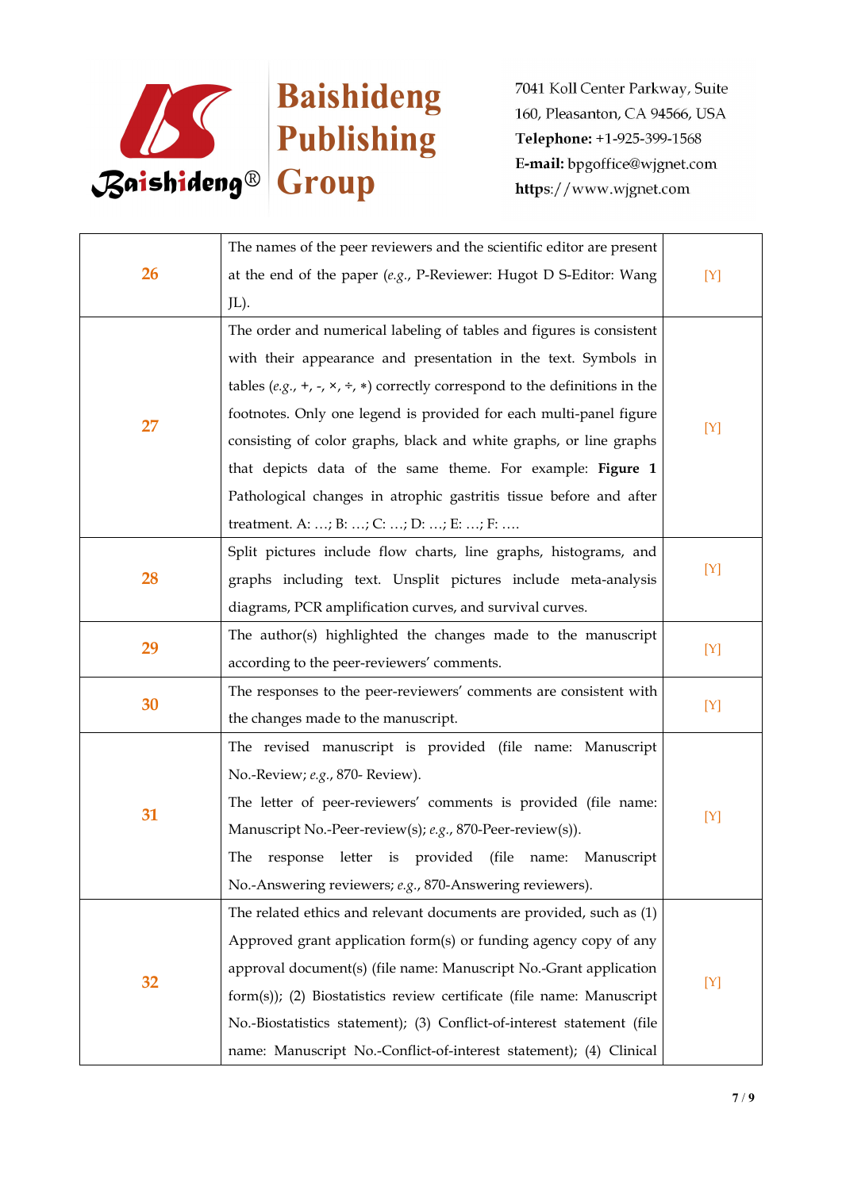| | | |
|---|---|---|
| 26 | The names of the peer reviewers and the scientific editor are present at the end of the paper (*e.g.*, P-Reviewer: Hugot D S-Editor: Wang JL). | [Y] |
| 27 | The order and numerical labeling of tables and figures is consistent with their appearance and presentation in the text. Symbols in tables (*e.g.*, +, -, ×, ÷, ∗) correctly correspond to the definitions in the footnotes. Only one legend is provided for each multi-panel figure consisting of color graphs, black and white graphs, or line graphs that depicts data of the same theme. For example: **Figure 1** Pathological changes in atrophic gastritis tissue before and after treatment. A: …; B: …; C: …; D: …; E: …; F: …. | [Y] |
| 28 | Split pictures include flow charts, line graphs, histograms, and graphs including text. Unsplit pictures include meta-analysis diagrams, PCR amplification curves, and survival curves. | [Y] |
| 29 | The author(s) highlighted the changes made to the manuscript according to the peer-reviewers' comments. | [Y] |
| 30 | The responses to the peer-reviewers' comments are consistent with the changes made to the manuscript. | [Y] |
| 31 | The revised manuscript is provided (file name: Manuscript No.-Review; *e.g.*, 870- Review).<br>The letter of peer-reviewers' comments is provided (file name: Manuscript No.-Peer-review(s); *e.g.*, 870-Peer-review(s)).<br>The response letter is provided (file name: Manuscript No.-Answering reviewers; *e.g.*, 870-Answering reviewers). | [Y] |
| 32 | The related ethics and relevant documents are provided, such as (1) Approved grant application form(s) or funding agency copy of any approval document(s) (file name: Manuscript No.-Grant application form(s)); (2) Biostatistics review certificate (file name: Manuscript No.-Biostatistics statement); (3) Conflict-of-interest statement (file name: Manuscript No.-Conflict-of-interest statement); (4) Clinical | [Y] |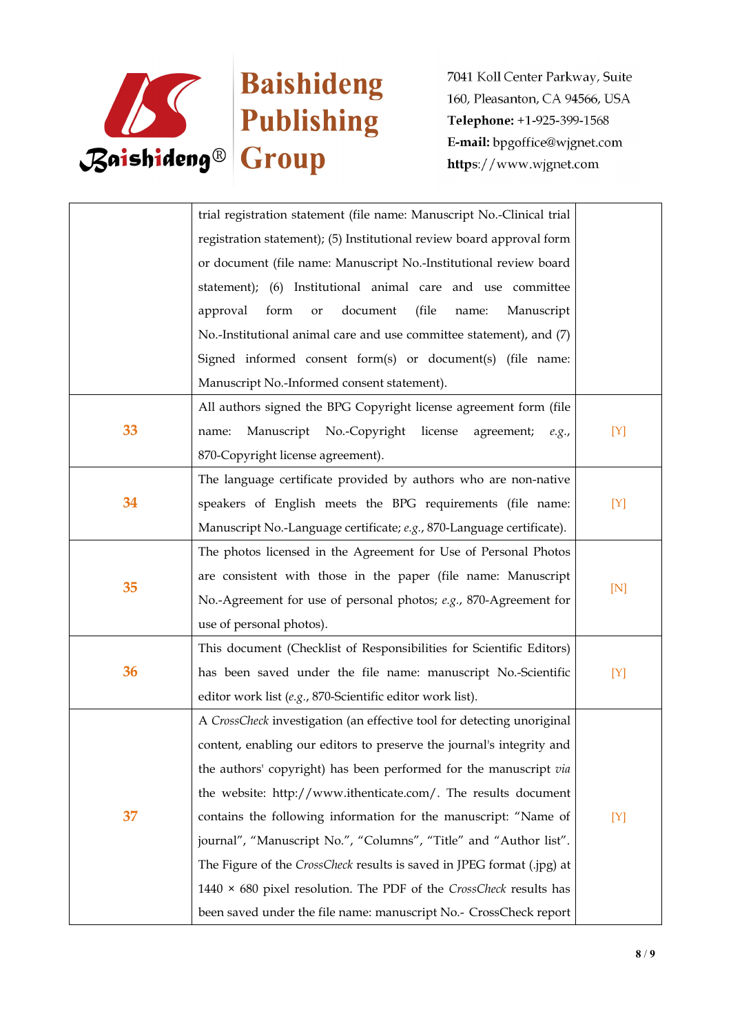| | | |
|---|---|---|
| | trial registration statement (file name: Manuscript No.-Clinical trial registration statement); (5) Institutional review board approval form or document (file name: Manuscript No.-Institutional review board statement); (6) Institutional animal care and use committee approval form or document (file name: Manuscript No.-Institutional animal care and use committee statement), and (7) Signed informed consent form(s) or document(s) (file name: Manuscript No.-Informed consent statement). | |
| 33 | All authors signed the BPG Copyright license agreement form (file name: Manuscript No.-Copyright license agreement; *e.g.*, 870-Copyright license agreement). | [Y] |
| 34 | The language certificate provided by authors who are non-native speakers of English meets the BPG requirements (file name: Manuscript No.-Language certificate; *e.g.*, 870-Language certificate). | [Y] |
| 35 | The photos licensed in the Agreement for Use of Personal Photos are consistent with those in the paper (file name: Manuscript No.-Agreement for use of personal photos; *e.g.*, 870-Agreement for use of personal photos). | [N] |
| 36 | This document (Checklist of Responsibilities for Scientific Editors) has been saved under the file name: manuscript No.-Scientific editor work list (*e.g.*, 870-Scientific editor work list). | [Y] |
| 37 | A *CrossCheck* investigation (an effective tool for detecting unoriginal content, enabling our editors to preserve the journal's integrity and the authors' copyright) has been performed for the manuscript *via* the website: http://www.ithenticate.com/. The results document contains the following information for the manuscript: "Name of journal", "Manuscript No.", "Columns", "Title" and "Author list". The Figure of the *CrossCheck* results is saved in JPEG format (.jpg) at 1440 × 680 pixel resolution. The PDF of the *CrossCheck* results has been saved under the file name: manuscript No.- CrossCheck report | [Y] |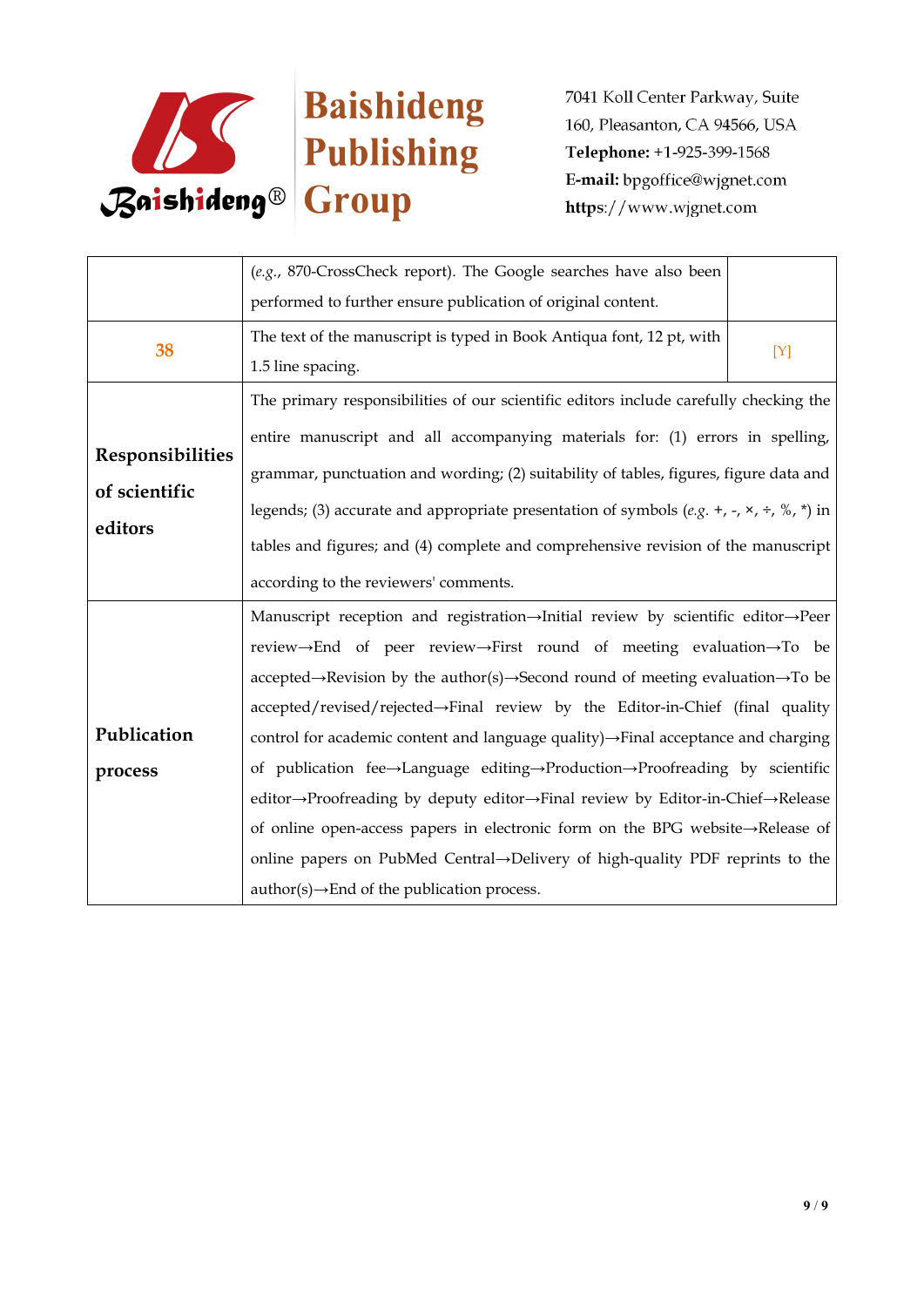| | | |
|---|---|---|
| | (*e.g.*, 870-CrossCheck report). The Google searches have also been performed to further ensure publication of original content. | |
| 38 | The text of the manuscript is typed in Book Antiqua font, 12 pt, with 1.5 line spacing. | [Y] |
| **Responsibilities of scientific editors** | The primary responsibilities of our scientific editors include carefully checking the entire manuscript and all accompanying materials for: (1) errors in spelling, grammar, punctuation and wording; (2) suitability of tables, figures, figure data and legends; (3) accurate and appropriate presentation of symbols (*e.g.* +, -, ×, ÷, %, *) in tables and figures; and (4) complete and comprehensive revision of the manuscript according to the reviewers' comments. | |
| **Publication process** | Manuscript reception and registration→Initial review by scientific editor→Peer review→End of peer review→First round of meeting evaluation→To be accepted→Revision by the author(s)→Second round of meeting evaluation→To be accepted/revised/rejected→Final review by the Editor-in-Chief (final quality control for academic content and language quality)→Final acceptance and charging of publication fee→Language editing→Production→Proofreading by scientific editor→Proofreading by deputy editor→Final review by Editor-in-Chief→Release of online open-access papers in electronic form on the BPG website→Release of online papers on PubMed Central→Delivery of high-quality PDF reprints to the author(s)→End of the publication process. | |